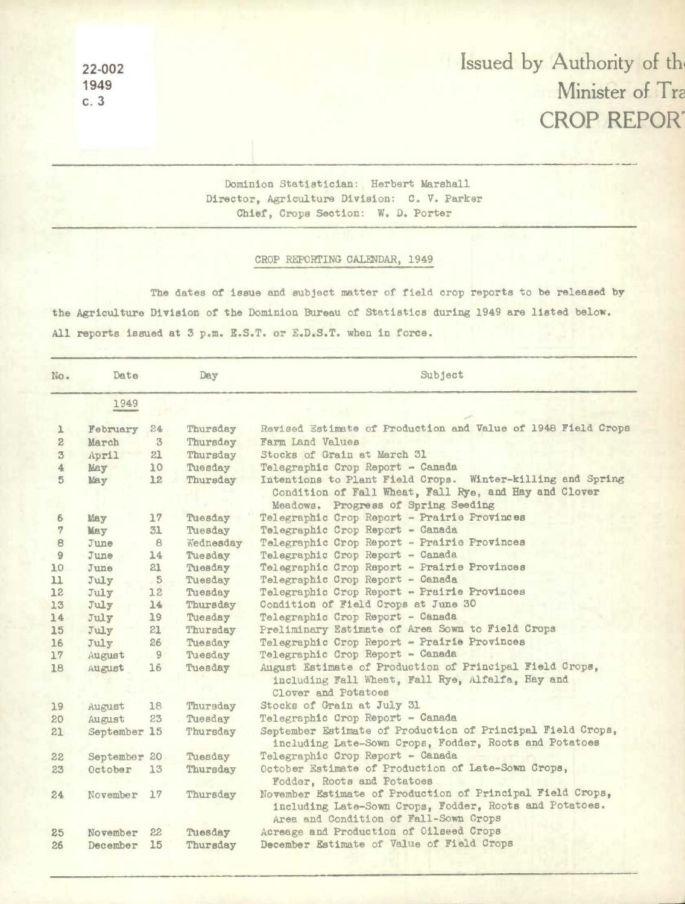22-002
1949
c. 3

# Issued by Authority of th
## Minister of Tra
## CROP REPOR

Dominion Statistician: Herbert Marshall
Director, Agriculture Division: C. V. Parker
Chief, Crops Section: W. D. Porter

### CROP REPORTING CALENDAR, 1949

The dates of issue and subject matter of field crop reports to be released by the Agriculture Division of the Dominion Bureau of Statistics during 1949 are listed below. All reports issued at 3 p.m. E.S.T. or E.D.S.T. when in force.

| No. | Date | | Day | Subject |
|---|---|---|---|---|
| | 1949 | | | |
| 1 | February | 24 | Thursday | Revised Estimate of Production and Value of 1948 Field Crops |
| 2 | March | 3 | Thursday | Farm Land Values |
| 3 | April | 21 | Thursday | Stocks of Grain at March 31 |
| 4 | May | 10 | Tuesday | Telegraphic Crop Report - Canada |
| 5 | May | 12 | Thursday | Intentions to Plant Field Crops. Winter-killing and Spring Condition of Fall Wheat, Fall Rye, and Hay and Clover Meadows. Progress of Spring Seeding |
| 6 | May | 17 | Tuesday | Telegraphic Crop Report - Prairie Provinces |
| 7 | May | 31 | Tuesday | Telegraphic Crop Report - Canada |
| 8 | June | 8 | Wednesday | Telegraphic Crop Report - Prairie Provinces |
| 9 | June | 14 | Tuesday | Telegraphic Crop Report - Canada |
| 10 | June | 21 | Tuesday | Telegraphic Crop Report - Prairie Provinces |
| 11 | July | 5 | Tuesday | Telegraphic Crop Report - Canada |
| 12 | July | 12 | Tuesday | Telegraphic Crop Report - Prairie Provinces |
| 13 | July | 14 | Thursday | Condition of Field Crops at June 30 |
| 14 | July | 19 | Tuesday | Telegraphic Crop Report - Canada |
| 15 | July | 21 | Thursday | Preliminary Estimate of Area Sown to Field Crops |
| 16 | July | 26 | Tuesday | Telegraphic Crop Report - Prairie Provinces |
| 17 | August | 9 | Tuesday | Telegraphic Crop Report - Canada |
| 18 | August | 16 | Tuesday | August Estimate of Production of Principal Field Crops, including Fall Wheat, Fall Rye, Alfalfa, Hay and Clover and Potatoes |
| 19 | August | 18 | Thursday | Stocks of Grain at July 31 |
| 20 | August | 23 | Tuesday | Telegraphic Crop Report - Canada |
| 21 | September | 15 | Thursday | September Estimate of Production of Principal Field Crops, including Late-Sown Crops, Fodder, Roots and Potatoes |
| 22 | September | 20 | Tuesday | Telegraphic Crop Report - Canada |
| 23 | October | 13 | Thursday | October Estimate of Production of Late-Sown Crops, Fodder, Roots and Potatoes |
| 24 | November | 17 | Thursday | November Estimate of Production of Principal Field Crops, including Late-Sown Crops, Fodder, Roots and Potatoes. Area and Condition of Fall-Sown Crops |
| 25 | November | 22 | Tuesday | Acreage and Production of Oilseed Crops |
| 26 | December | 15 | Thursday | December Estimate of Value of Field Crops |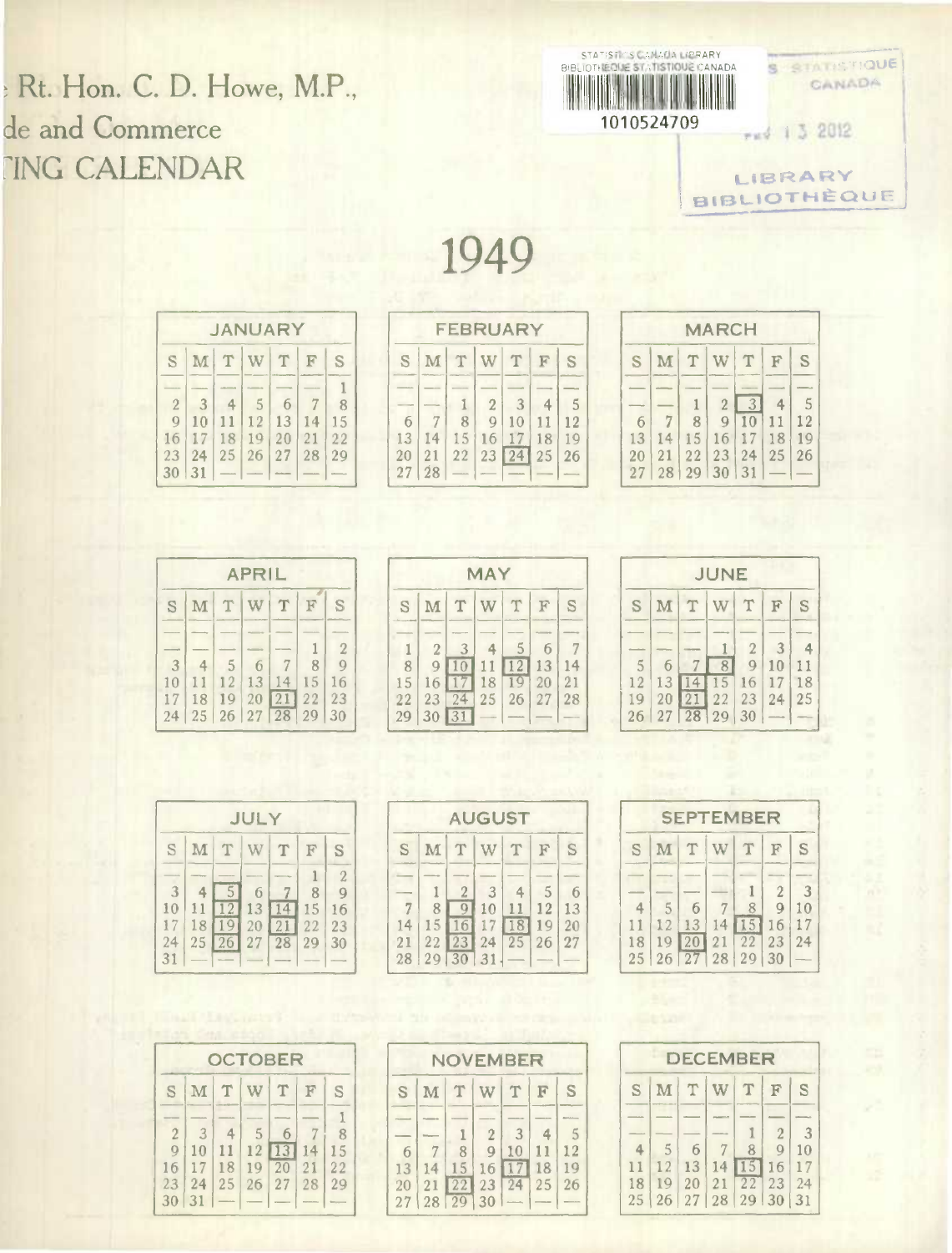Rt. Hon. C. D. Howe, M.P.,
de and Commerce
TING CALENDAR

STATISTICS CANADA LIBRARY
BIBLIOTHÈQUE STATISTIQUE CANADA
1010524709

STATISTIQUE CANADA
FEV 13 2012
LIBRARY
BIBLIOTHÈQUE

# 1949

**JANUARY**

| S | M | T | W | T | F | S |
|---|---|---|---|---|---|---|
| — | — | — | — | — | — | 1 |
| 2 | 3 | 4 | 5 | 6 | 7 | 8 |
| 9 | 10 | 11 | 12 | 13 | 14 | 15 |
| 16 | 17 | 18 | 19 | 20 | 21 | 22 |
| 23 | 24 | 25 | 26 | 27 | 28 | 29 |
| 30 | 31 | — | — | — | — | — |

**FEBRUARY**

| S | M | T | W | T | F | S |
|---|---|---|---|---|---|---|
| — | — | 1 | 2 | 3 | 4 | 5 |
| 6 | 7 | 8 | 9 | 10 | 11 | 12 |
| 13 | 14 | 15 | 16 | 17 | 18 | 19 |
| 20 | 21 | 22 | 23 | 24 | 25 | 26 |
| 27 | 28 | — | — | — | — | — |

**MARCH**

| S | M | T | W | T | F | S |
|---|---|---|---|---|---|---|
| — | — | 1 | 2 | 3 | 4 | 5 |
| 6 | 7 | 8 | 9 | 10 | 11 | 12 |
| 13 | 14 | 15 | 16 | 17 | 18 | 19 |
| 20 | 21 | 22 | 23 | 24 | 25 | 26 |
| 27 | 28 | 29 | 30 | 31 | — | — |

**APRIL**

| S | M | T | W | T | F | S |
|---|---|---|---|---|---|---|
| — | — | — | — | — | 1 | 2 |
| 3 | 4 | 5 | 6 | 7 | 8 | 9 |
| 10 | 11 | 12 | 13 | 14 | 15 | 16 |
| 17 | 18 | 19 | 20 | 21 | 22 | 23 |
| 24 | 25 | 26 | 27 | 28 | 29 | 30 |

**MAY**

| S | M | T | W | T | F | S |
|---|---|---|---|---|---|---|
| 1 | 2 | 3 | 4 | 5 | 6 | 7 |
| 8 | 9 | 10 | 11 | 12 | 13 | 14 |
| 15 | 16 | 17 | 18 | 19 | 20 | 21 |
| 22 | 23 | 24 | 25 | 26 | 27 | 28 |
| 29 | 30 | 31 | — | — | — | — |

**JUNE**

| S | M | T | W | T | F | S |
|---|---|---|---|---|---|---|
| — | — | — | 1 | 2 | 3 | 4 |
| 5 | 6 | 7 | 8 | 9 | 10 | 11 |
| 12 | 13 | 14 | 15 | 16 | 17 | 18 |
| 19 | 20 | 21 | 22 | 23 | 24 | 25 |
| 26 | 27 | 28 | 29 | 30 | — | — |

**JULY**

| S | M | T | W | T | F | S |
|---|---|---|---|---|---|---|
| — | — | — | — | — | 1 | 2 |
| 3 | 4 | 5 | 6 | 7 | 8 | 9 |
| 10 | 11 | 12 | 13 | 14 | 15 | 16 |
| 17 | 18 | 19 | 20 | 21 | 22 | 23 |
| 24 | 25 | 26 | 27 | 28 | 29 | 30 |
| 31 | — | — | — | — | — | — |

**AUGUST**

| S | M | T | W | T | F | S |
|---|---|---|---|---|---|---|
| — | 1 | 2 | 3 | 4 | 5 | 6 |
| 7 | 8 | 9 | 10 | 11 | 12 | 13 |
| 14 | 15 | 16 | 17 | 18 | 19 | 20 |
| 21 | 22 | 23 | 24 | 25 | 26 | 27 |
| 28 | 29 | 30 | 31 | — | — | — |

**SEPTEMBER**

| S | M | T | W | T | F | S |
|---|---|---|---|---|---|---|
| — | — | — | — | 1 | 2 | 3 |
| 4 | 5 | 6 | 7 | 8 | 9 | 10 |
| 11 | 12 | 13 | 14 | 15 | 16 | 17 |
| 18 | 19 | 20 | 21 | 22 | 23 | 24 |
| 25 | 26 | 27 | 28 | 29 | 30 | — |

**OCTOBER**

| S | M | T | W | T | F | S |
|---|---|---|---|---|---|---|
| — | — | — | — | — | — | 1 |
| 2 | 3 | 4 | 5 | 6 | 7 | 8 |
| 9 | 10 | 11 | 12 | 13 | 14 | 15 |
| 16 | 17 | 18 | 19 | 20 | 21 | 22 |
| 23 | 24 | 25 | 26 | 27 | 28 | 29 |
| 30 | 31 | — | — | — | — | — |

**NOVEMBER**

| S | M | T | W | T | F | S |
|---|---|---|---|---|---|---|
| — | — | 1 | 2 | 3 | 4 | 5 |
| 6 | 7 | 8 | 9 | 10 | 11 | 12 |
| 13 | 14 | 15 | 16 | 17 | 18 | 19 |
| 20 | 21 | 22 | 23 | 24 | 25 | 26 |
| 27 | 28 | 29 | 30 | — | — | — |

**DECEMBER**

| S | M | T | W | T | F | S |
|---|---|---|---|---|---|---|
| — | — | — | — | 1 | 2 | 3 |
| 4 | 5 | 6 | 7 | 8 | 9 | 10 |
| 11 | 12 | 13 | 14 | 15 | 16 | 17 |
| 18 | 19 | 20 | 21 | 22 | 23 | 24 |
| 25 | 26 | 27 | 28 | 29 | 30 | 31 |